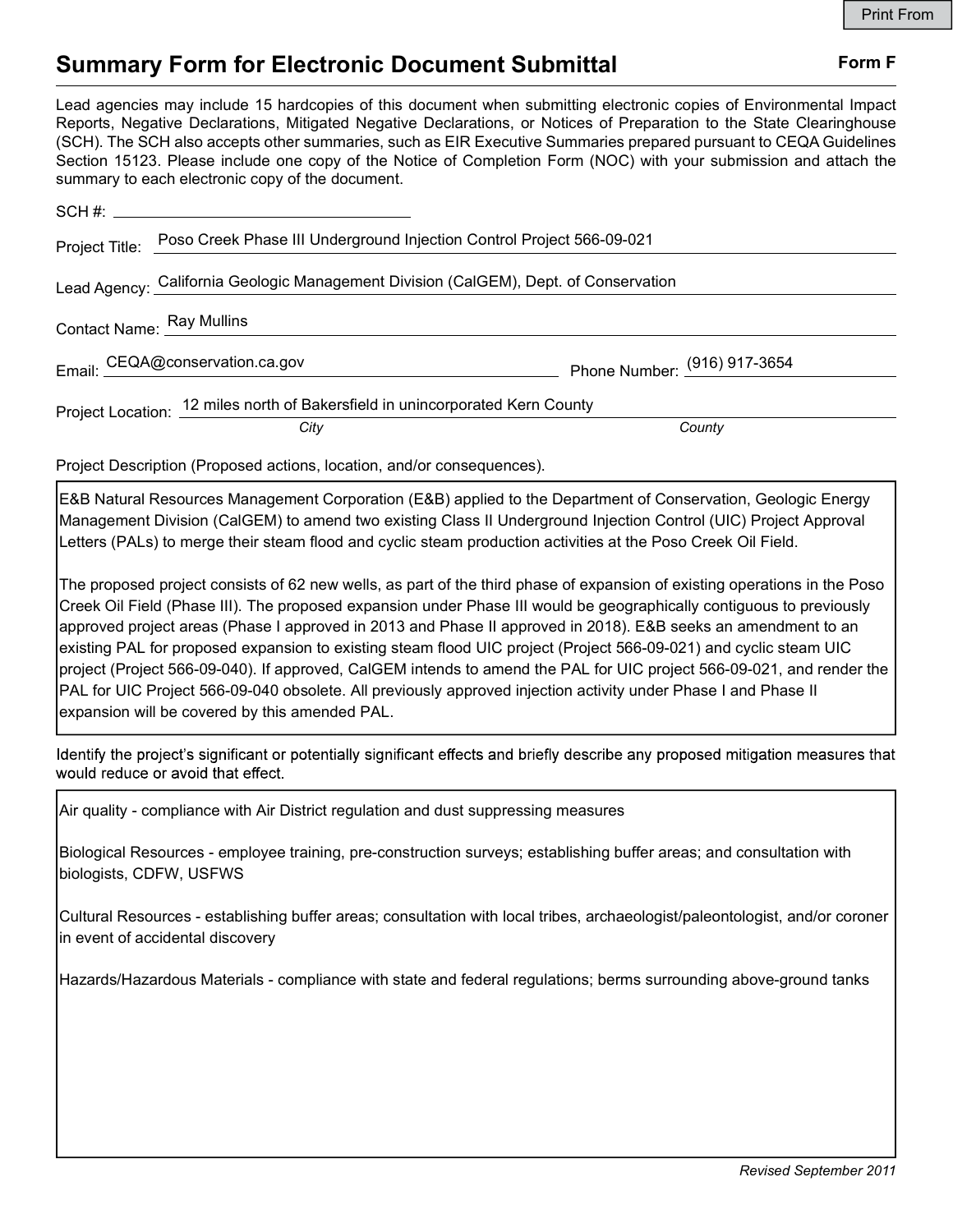# Summary Form for Electronic Document Submittal

**Form F**

Lead agencies may include 15 hardcopies of this document when submitting electronic copies of Environmental Impact Reports, Negative Declarations, Mitigated Negative Declarations, or Notices of Preparation to the State Clearinghouse (SCH). The SCH also accepts other summaries, such as EIR Executive Summaries prepared pursuant to CEQA Guidelines Section 15123. Please include one copy of the Notice of Completion Form (NOC) with your submission and attach the summary to each electronic copy of the document.

SCH #: ______________________

Project Title: Poso Creek Phase III Underground Injection Control Project 566-09-021

Lead Agency: California Geologic Management Division (CalGEM), Dept. of Conservation

Contact Name: Ray Mullins

Email: CEQA@conservation.ca.gov     Phone Number: (916) 917-3654

Project Location: 12 miles north of Bakersfield in unincorporated Kern County
*City* *County*

Project Description (Proposed actions, location, and/or consequences).

E&B Natural Resources Management Corporation (E&B) applied to the Department of Conservation, Geologic Energy Management Division (CalGEM) to amend two existing Class II Underground Injection Control (UIC) Project Approval Letters (PALs) to merge their steam flood and cyclic steam production activities at the Poso Creek Oil Field.

The proposed project consists of 62 new wells, as part of the third phase of expansion of existing operations in the Poso Creek Oil Field (Phase III). The proposed expansion under Phase III would be geographically contiguous to previously approved project areas (Phase I approved in 2013 and Phase II approved in 2018). E&B seeks an amendment to an existing PAL for proposed expansion to existing steam flood UIC project (Project 566-09-021) and cyclic steam UIC project (Project 566-09-040). If approved, CalGEM intends to amend the PAL for UIC project 566-09-021, and render the PAL for UIC Project 566-09-040 obsolete. All previously approved injection activity under Phase I and Phase II expansion will be covered by this amended PAL.

Identify the project's significant or potentially significant effects and briefly describe any proposed mitigation measures that would reduce or avoid that effect.

Air quality - compliance with Air District regulation and dust suppressing measures

Biological Resources - employee training, pre-construction surveys; establishing buffer areas; and consultation with biologists, CDFW, USFWS

Cultural Resources - establishing buffer areas; consultation with local tribes, archaeologist/paleontologist, and/or coroner in event of accidental discovery

Hazards/Hazardous Materials - compliance with state and federal regulations; berms surrounding above-ground tanks

*Revised September 2011*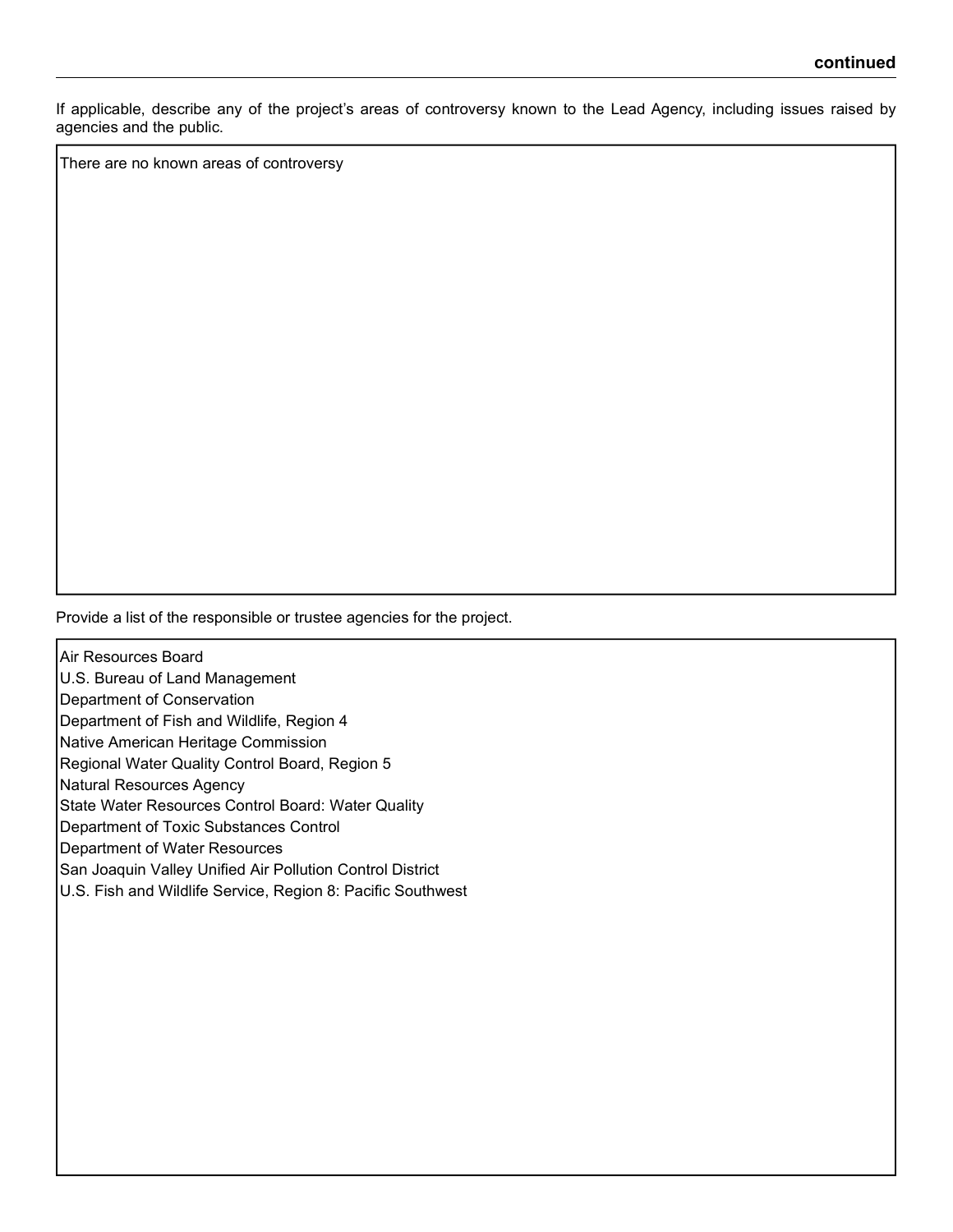**continued**

If applicable, describe any of the project's areas of controversy known to the Lead Agency, including issues raised by agencies and the public.

There are no known areas of controversy

Provide a list of the responsible or trustee agencies for the project.

Air Resources Board
U.S. Bureau of Land Management
Department of Conservation
Department of Fish and Wildlife, Region 4
Native American Heritage Commission
Regional Water Quality Control Board, Region 5
Natural Resources Agency
State Water Resources Control Board: Water Quality
Department of Toxic Substances Control
Department of Water Resources
San Joaquin Valley Unified Air Pollution Control District
U.S. Fish and Wildlife Service, Region 8: Pacific Southwest